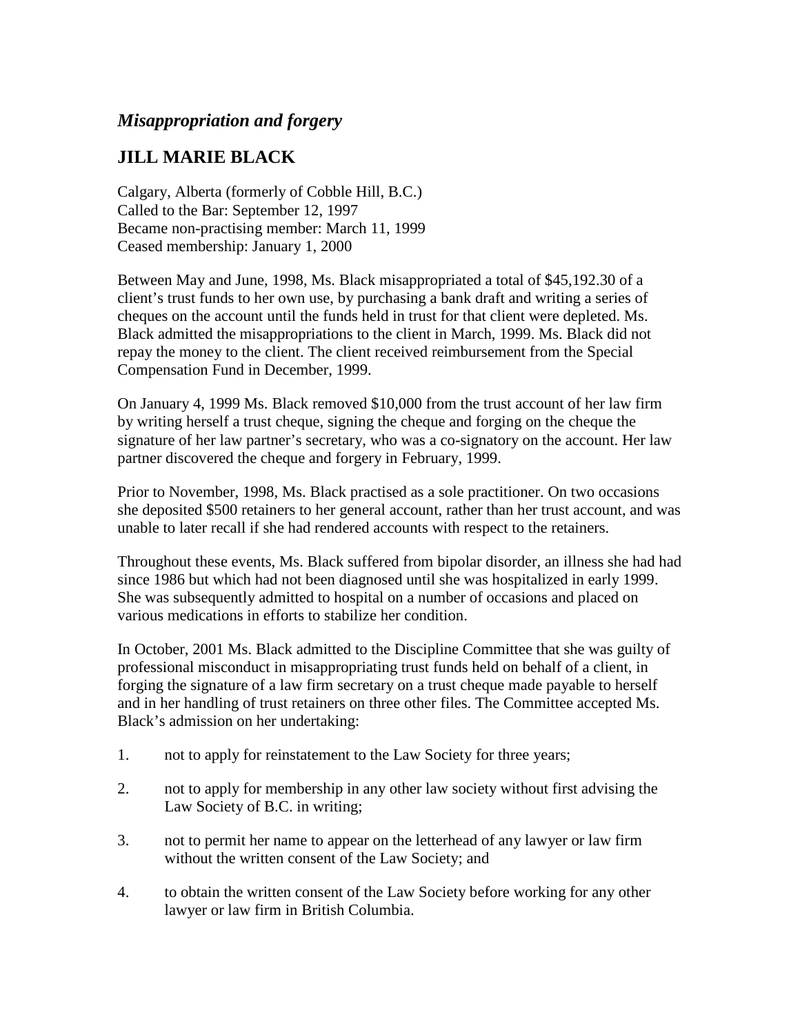## *Misappropriation and forgery*

## JILL MARIE BLACK

Calgary, Alberta (formerly of Cobble Hill, B.C.)
Called to the Bar: September 12, 1997
Became non-practising member: March 11, 1999
Ceased membership: January 1, 2000

Between May and June, 1998, Ms. Black misappropriated a total of $45,192.30 of a client's trust funds to her own use, by purchasing a bank draft and writing a series of cheques on the account until the funds held in trust for that client were depleted. Ms. Black admitted the misappropriations to the client in March, 1999. Ms. Black did not repay the money to the client. The client received reimbursement from the Special Compensation Fund in December, 1999.

On January 4, 1999 Ms. Black removed $10,000 from the trust account of her law firm by writing herself a trust cheque, signing the cheque and forging on the cheque the signature of her law partner's secretary, who was a co-signatory on the account. Her law partner discovered the cheque and forgery in February, 1999.

Prior to November, 1998, Ms. Black practised as a sole practitioner. On two occasions she deposited $500 retainers to her general account, rather than her trust account, and was unable to later recall if she had rendered accounts with respect to the retainers.

Throughout these events, Ms. Black suffered from bipolar disorder, an illness she had had since 1986 but which had not been diagnosed until she was hospitalized in early 1999. She was subsequently admitted to hospital on a number of occasions and placed on various medications in efforts to stabilize her condition.

In October, 2001 Ms. Black admitted to the Discipline Committee that she was guilty of professional misconduct in misappropriating trust funds held on behalf of a client, in forging the signature of a law firm secretary on a trust cheque made payable to herself and in her handling of trust retainers on three other files. The Committee accepted Ms. Black's admission on her undertaking:

1. not to apply for reinstatement to the Law Society for three years;
2. not to apply for membership in any other law society without first advising the Law Society of B.C. in writing;
3. not to permit her name to appear on the letterhead of any lawyer or law firm without the written consent of the Law Society; and
4. to obtain the written consent of the Law Society before working for any other lawyer or law firm in British Columbia.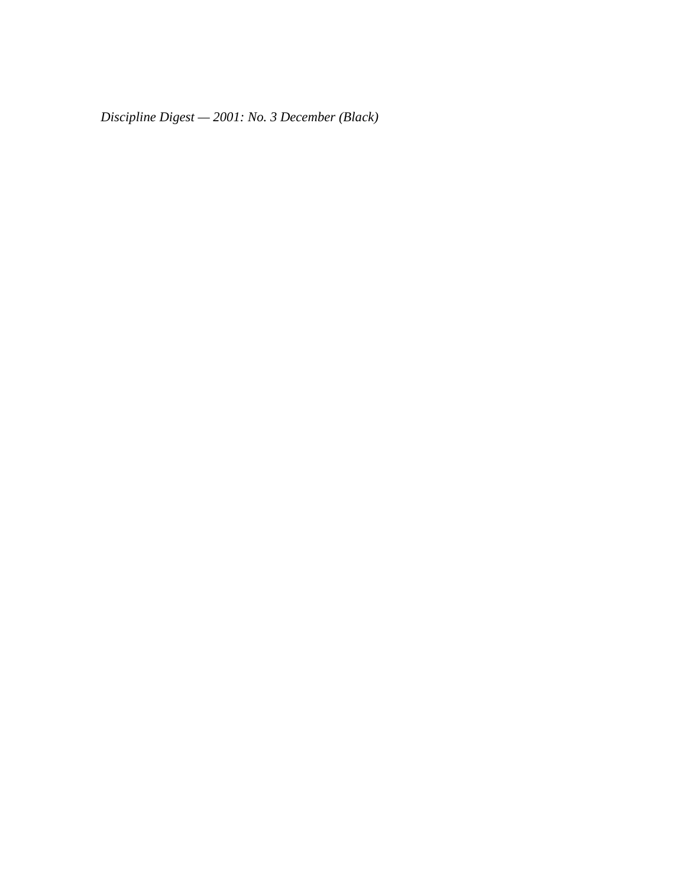*Discipline Digest — 2001: No. 3 December (Black)*